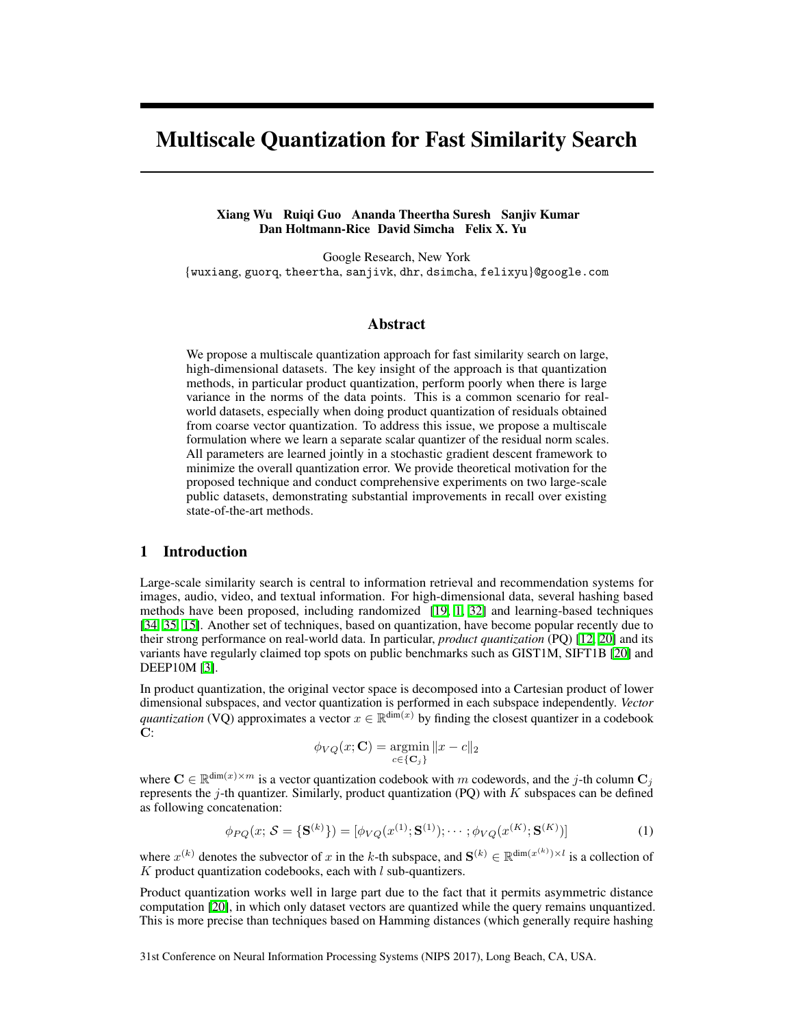# Multiscale Quantization for Fast Similarity Search

**Xiang Wu   Ruiqi Guo   Ananda Theertha Suresh   Sanjiv Kumar**
**Dan Holtmann-Rice   David Simcha   Felix X. Yu**

Google Research, New York
{wuxiang, guorq, theertha, sanjivk, dhr, dsimcha, felixyu}@google.com

## Abstract

We propose a multiscale quantization approach for fast similarity search on large, high-dimensional datasets. The key insight of the approach is that quantization methods, in particular product quantization, perform poorly when there is large variance in the norms of the data points. This is a common scenario for real-world datasets, especially when doing product quantization of residuals obtained from coarse vector quantization. To address this issue, we propose a multiscale formulation where we learn a separate scalar quantizer of the residual norm scales. All parameters are learned jointly in a stochastic gradient descent framework to minimize the overall quantization error. We provide theoretical motivation for the proposed technique and conduct comprehensive experiments on two large-scale public datasets, demonstrating substantial improvements in recall over existing state-of-the-art methods.

## 1 Introduction

Large-scale similarity search is central to information retrieval and recommendation systems for images, audio, video, and textual information. For high-dimensional data, several hashing based methods have been proposed, including randomized [19, 1, 32] and learning-based techniques [34, 35, 15]. Another set of techniques, based on quantization, have become popular recently due to their strong performance on real-world data. In particular, *product quantization* (PQ) [12, 20] and its variants have regularly claimed top spots on public benchmarks such as GIST1M, SIFT1B [20] and DEEP10M [3].

In product quantization, the original vector space is decomposed into a Cartesian product of lower dimensional subspaces, and vector quantization is performed in each subspace independently. *Vector quantization* (VQ) approximates a vector $x \in \mathbb{R}^{\dim(x)}$ by finding the closest quantizer in a codebook $\mathbf{C}$:

$$\phi_{VQ}(x; \mathbf{C}) = \underset{c \in \{\mathbf{C}_j\}}{\operatorname{argmin}} \|x - c\|_2$$

where $\mathbf{C} \in \mathbb{R}^{\dim(x) \times m}$ is a vector quantization codebook with $m$ codewords, and the $j$-th column $\mathbf{C}_j$ represents the $j$-th quantizer. Similarly, product quantization (PQ) with $K$ subspaces can be defined as following concatenation:

$$\phi_{PQ}(x; \mathcal{S} = \{\mathbf{S}^{(k)}\}) = [\phi_{VQ}(x^{(1)}; \mathbf{S}^{(1)}); \cdots ; \phi_{VQ}(x^{(K)}; \mathbf{S}^{(K)})] \tag{1}$$

where $x^{(k)}$ denotes the subvector of $x$ in the $k$-th subspace, and $\mathbf{S}^{(k)} \in \mathbb{R}^{\dim(x^{(k)}) \times l}$ is a collection of $K$ product quantization codebooks, each with $l$ sub-quantizers.

Product quantization works well in large part due to the fact that it permits asymmetric distance computation [20], in which only dataset vectors are quantized while the query remains unquantized. This is more precise than techniques based on Hamming distances (which generally require hashing

31st Conference on Neural Information Processing Systems (NIPS 2017), Long Beach, CA, USA.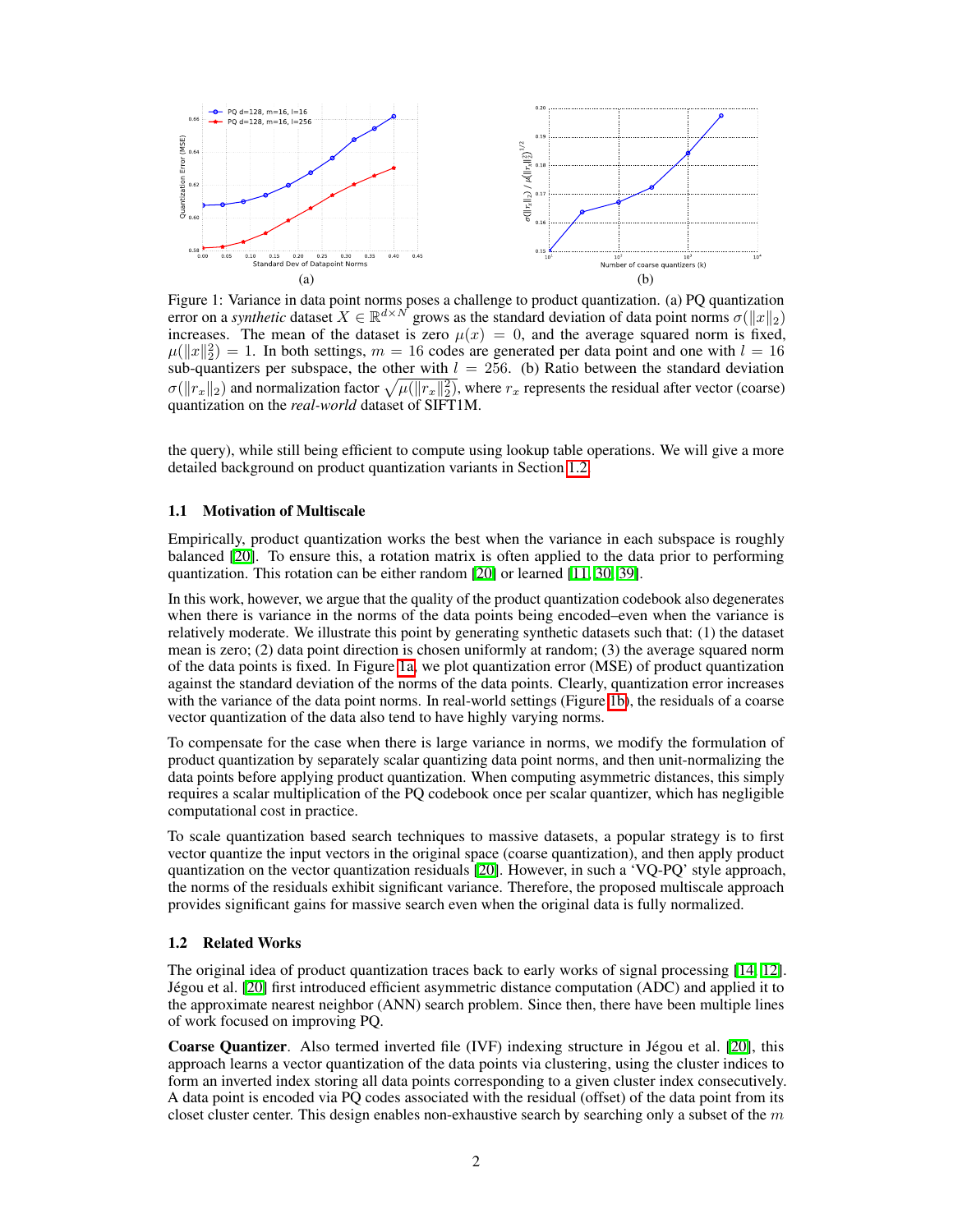Figure 1: Variance in data point norms poses a challenge to product quantization. (a) PQ quantization error on a *synthetic* dataset $X \in \mathbb{R}^{d \times N}$ grows as the standard deviation of data point norms $\sigma(\|x\|_2)$ increases. The mean of the dataset is zero $\mu(x) = 0$, and the average squared norm is fixed, $\mu(\|x\|_2^2) = 1$. In both settings, $m = 16$ codes are generated per data point and one with $l = 16$ sub-quantizers per subspace, the other with $l = 256$. (b) Ratio between the standard deviation $\sigma(\|r_x\|_2)$ and normalization factor $\sqrt{\mu(\|r_x\|_2^2)}$, where $r_x$ represents the residual after vector (coarse) quantization on the *real-world* dataset of SIFT1M.

the query), while still being efficient to compute using lookup table operations. We will give a more detailed background on product quantization variants in Section 1.2.

### 1.1 Motivation of Multiscale

Empirically, product quantization works the best when the variance in each subspace is roughly balanced [20]. To ensure this, a rotation matrix is often applied to the data prior to performing quantization. This rotation can be either random [20] or learned [11, 30, 39].

In this work, however, we argue that the quality of the product quantization codebook also degenerates when there is variance in the norms of the data points being encoded–even when the variance is relatively moderate. We illustrate this point by generating synthetic datasets such that: (1) the dataset mean is zero; (2) data point direction is chosen uniformly at random; (3) the average squared norm of the data points is fixed. In Figure 1a, we plot quantization error (MSE) of product quantization against the standard deviation of the norms of the data points. Clearly, quantization error increases with the variance of the data point norms. In real-world settings (Figure 1b), the residuals of a coarse vector quantization of the data also tend to have highly varying norms.

To compensate for the case when there is large variance in norms, we modify the formulation of product quantization by separately scalar quantizing data point norms, and then unit-normalizing the data points before applying product quantization. When computing asymmetric distances, this simply requires a scalar multiplication of the PQ codebook once per scalar quantizer, which has negligible computational cost in practice.

To scale quantization based search techniques to massive datasets, a popular strategy is to first vector quantize the input vectors in the original space (coarse quantization), and then apply product quantization on the vector quantization residuals [20]. However, in such a 'VQ-PQ' style approach, the norms of the residuals exhibit significant variance. Therefore, the proposed multiscale approach provides significant gains for massive search even when the original data is fully normalized.

### 1.2 Related Works

The original idea of product quantization traces back to early works of signal processing [14, 12]. Jégou et al. [20] first introduced efficient asymmetric distance computation (ADC) and applied it to the approximate nearest neighbor (ANN) search problem. Since then, there have been multiple lines of work focused on improving PQ.

**Coarse Quantizer**. Also termed inverted file (IVF) indexing structure in Jégou et al. [20], this approach learns a vector quantization of the data points via clustering, using the cluster indices to form an inverted index storing all data points corresponding to a given cluster index consecutively. A data point is encoded via PQ codes associated with the residual (offset) of the data point from its closet cluster center. This design enables non-exhaustive search by searching only a subset of the $m$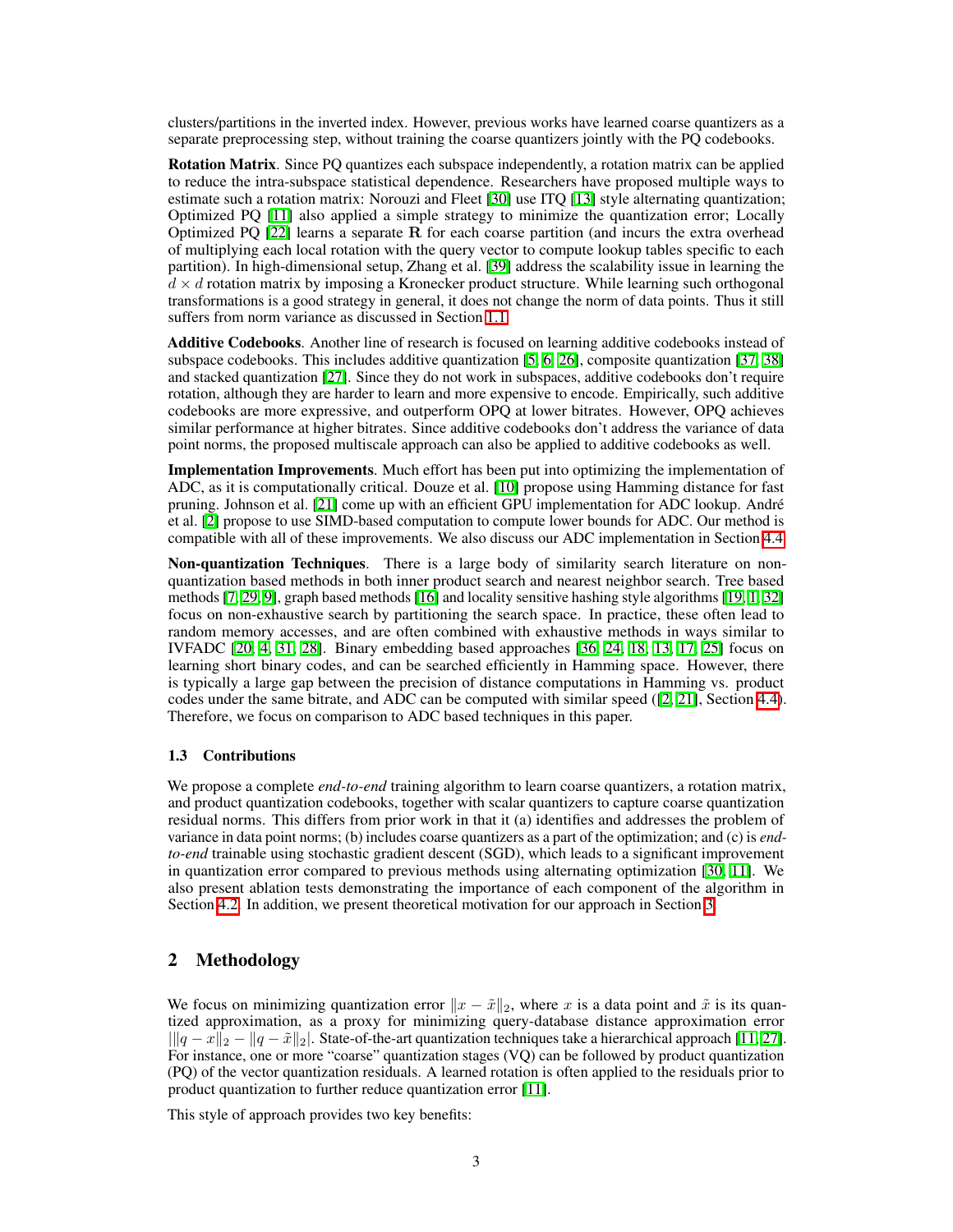clusters/partitions in the inverted index. However, previous works have learned coarse quantizers as a separate preprocessing step, without training the coarse quantizers jointly with the PQ codebooks.

**Rotation Matrix**. Since PQ quantizes each subspace independently, a rotation matrix can be applied to reduce the intra-subspace statistical dependence. Researchers have proposed multiple ways to estimate such a rotation matrix: Norouzi and Fleet [30] use ITQ [13] style alternating quantization; Optimized PQ [11] also applied a simple strategy to minimize the quantization error; Locally Optimized PQ [22] learns a separate $\mathbf{R}$ for each coarse partition (and incurs the extra overhead of multiplying each local rotation with the query vector to compute lookup tables specific to each partition). In high-dimensional setup, Zhang et al. [39] address the scalability issue in learning the $d \times d$ rotation matrix by imposing a Kronecker product structure. While learning such orthogonal transformations is a good strategy in general, it does not change the norm of data points. Thus it still suffers from norm variance as discussed in Section 1.1.

**Additive Codebooks**. Another line of research is focused on learning additive codebooks instead of subspace codebooks. This includes additive quantization [5, 6, 26], composite quantization [37, 38] and stacked quantization [27]. Since they do not work in subspaces, additive codebooks don't require rotation, although they are harder to learn and more expensive to encode. Empirically, such additive codebooks are more expressive, and outperform OPQ at lower bitrates. However, OPQ achieves similar performance at higher bitrates. Since additive codebooks don't address the variance of data point norms, the proposed multiscale approach can also be applied to additive codebooks as well.

**Implementation Improvements**. Much effort has been put into optimizing the implementation of ADC, as it is computationally critical. Douze et al. [10] propose using Hamming distance for fast pruning. Johnson et al. [21] come up with an efficient GPU implementation for ADC lookup. André et al. [2] propose to use SIMD-based computation to compute lower bounds for ADC. Our method is compatible with all of these improvements. We also discuss our ADC implementation in Section 4.4.

**Non-quantization Techniques**. There is a large body of similarity search literature on non-quantization based methods in both inner product search and nearest neighbor search. Tree based methods [7, 29, 9], graph based methods [16] and locality sensitive hashing style algorithms [19, 1, 32] focus on non-exhaustive search by partitioning the search space. In practice, these often lead to random memory accesses, and are often combined with exhaustive methods in ways similar to IVFADC [20, 4, 31, 28]. Binary embedding based approaches [36, 24, 18, 13, 17, 25] focus on learning short binary codes, and can be searched efficiently in Hamming space. However, there is typically a large gap between the precision of distance computations in Hamming vs. product codes under the same bitrate, and ADC can be computed with similar speed ([2, 21], Section 4.4). Therefore, we focus on comparison to ADC based techniques in this paper.

### 1.3 Contributions

We propose a complete *end-to-end* training algorithm to learn coarse quantizers, a rotation matrix, and product quantization codebooks, together with scalar quantizers to capture coarse quantization residual norms. This differs from prior work in that it (a) identifies and addresses the problem of variance in data point norms; (b) includes coarse quantizers as a part of the optimization; and (c) is *end-to-end* trainable using stochastic gradient descent (SGD), which leads to a significant improvement in quantization error compared to previous methods using alternating optimization [30, 11]. We also present ablation tests demonstrating the importance of each component of the algorithm in Section 4.2. In addition, we present theoretical motivation for our approach in Section 3.

## 2 Methodology

We focus on minimizing quantization error $\|x - \tilde{x}\|_2$, where $x$ is a data point and $\tilde{x}$ is its quantized approximation, as a proxy for minimizing query-database distance approximation error $|\|q - x\|_2 - \|q - \tilde{x}\|_2|$. State-of-the-art quantization techniques take a hierarchical approach [11, 27]. For instance, one or more "coarse" quantization stages (VQ) can be followed by product quantization (PQ) of the vector quantization residuals. A learned rotation is often applied to the residuals prior to product quantization to further reduce quantization error [11].

This style of approach provides two key benefits: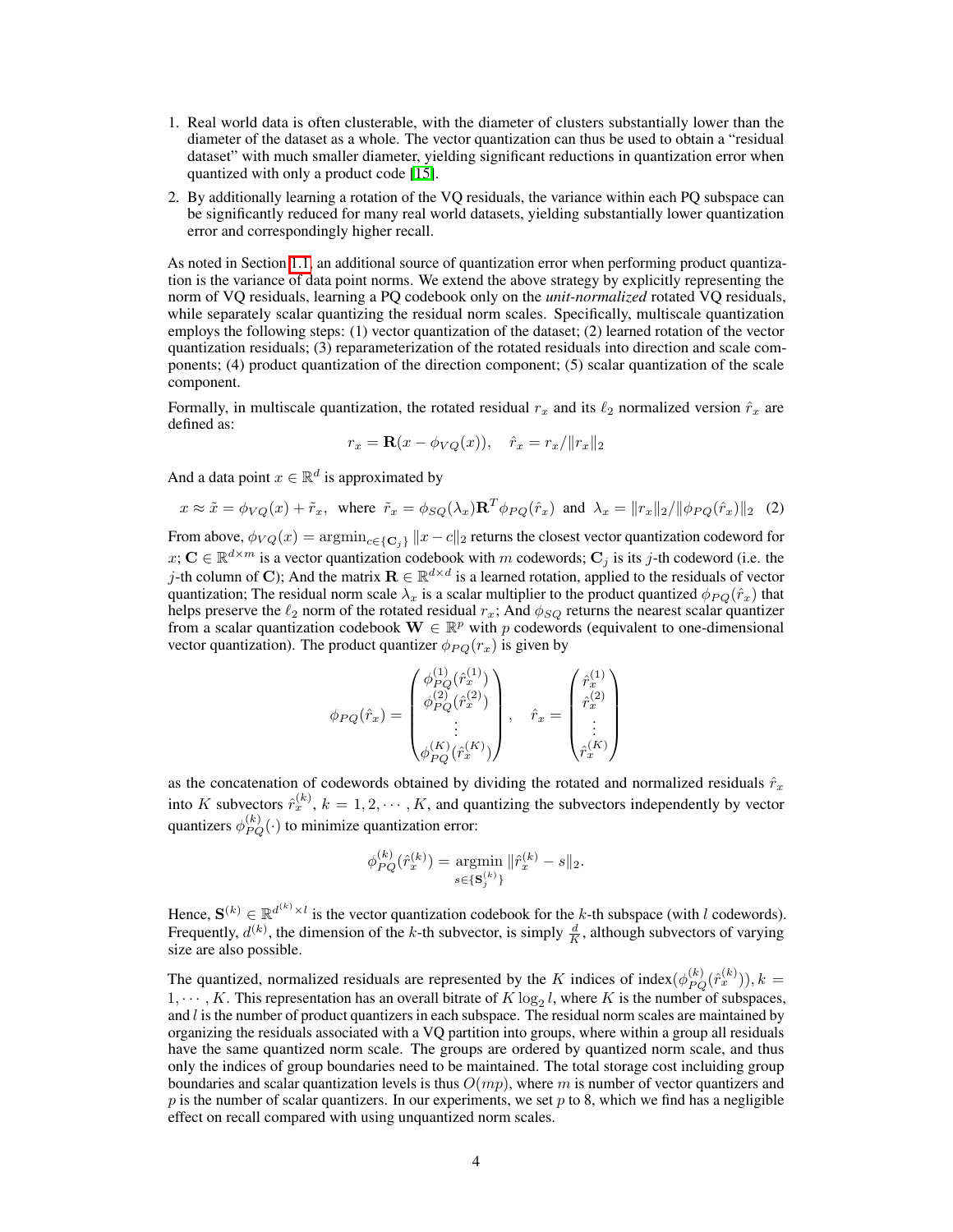1. Real world data is often clusterable, with the diameter of clusters substantially lower than the diameter of the dataset as a whole. The vector quantization can thus be used to obtain a "residual dataset" with much smaller diameter, yielding significant reductions in quantization error when quantized with only a product code [15].
2. By additionally learning a rotation of the VQ residuals, the variance within each PQ subspace can be significantly reduced for many real world datasets, yielding substantially lower quantization error and correspondingly higher recall.

As noted in Section 1.1, an additional source of quantization error when performing product quantization is the variance of data point norms. We extend the above strategy by explicitly representing the norm of VQ residuals, learning a PQ codebook only on the *unit-normalized* rotated VQ residuals, while separately scalar quantizing the residual norm scales. Specifically, multiscale quantization employs the following steps: (1) vector quantization of the dataset; (2) learned rotation of the vector quantization residuals; (3) reparameterization of the rotated residuals into direction and scale components; (4) product quantization of the direction component; (5) scalar quantization of the scale component.

Formally, in multiscale quantization, the rotated residual $r_x$ and its $\ell_2$ normalized version $\hat{r}_x$ are defined as:

$$r_x = \mathbf{R}(x - \phi_{VQ}(x)), \quad \hat{r}_x = r_x / \|r_x\|_2$$

And a data point $x \in \mathbb{R}^d$ is approximated by

$$x \approx \tilde{x} = \phi_{VQ}(x) + \tilde{r}_x, \text{ where } \tilde{r}_x = \phi_{SQ}(\lambda_x)\mathbf{R}^T\phi_{PQ}(\hat{r}_x) \text{ and } \lambda_x = \|r_x\|_2 / \|\phi_{PQ}(\hat{r}_x)\|_2 \quad (2)$$

From above, $\phi_{VQ}(x) = \text{argmin}_{c \in \{\mathbf{C}_j\}} \|x - c\|_2$ returns the closest vector quantization codeword for $x$; $\mathbf{C} \in \mathbb{R}^{d \times m}$ is a vector quantization codebook with $m$ codewords; $\mathbf{C}_j$ is its $j$-th codeword (i.e. the $j$-th column of $\mathbf{C}$); And the matrix $\mathbf{R} \in \mathbb{R}^{d \times d}$ is a learned rotation, applied to the residuals of vector quantization; The residual norm scale $\lambda_x$ is a scalar multiplier to the product quantized $\phi_{PQ}(\hat{r}_x)$ that helps preserve the $\ell_2$ norm of the rotated residual $r_x$; And $\phi_{SQ}$ returns the nearest scalar quantizer from a scalar quantization codebook $\mathbf{W} \in \mathbb{R}^p$ with $p$ codewords (equivalent to one-dimensional vector quantization). The product quantizer $\phi_{PQ}(r_x)$ is given by

$$\phi_{PQ}(\hat{r}_x) = \begin{pmatrix} \phi_{PQ}^{(1)}(\hat{r}_x^{(1)}) \\ \phi_{PQ}^{(2)}(\hat{r}_x^{(2)}) \\ \vdots \\ \phi_{PQ}^{(K)}(\hat{r}_x^{(K)}) \end{pmatrix}, \quad \hat{r}_x = \begin{pmatrix} \hat{r}_x^{(1)} \\ \hat{r}_x^{(2)} \\ \vdots \\ \hat{r}_x^{(K)} \end{pmatrix}$$

as the concatenation of codewords obtained by dividing the rotated and normalized residuals $\hat{r}_x$ into $K$ subvectors $\hat{r}_x^{(k)}$, $k = 1, 2, \cdots, K$, and quantizing the subvectors independently by vector quantizers $\phi_{PQ}^{(k)}(\cdot)$ to minimize quantization error:

$$\phi_{PQ}^{(k)}(\hat{r}_x^{(k)}) = \underset{s \in \{\mathbf{S}_j^{(k)}\}}{\text{argmin}} \|\hat{r}_x^{(k)} - s\|_2.$$

Hence, $\mathbf{S}^{(k)} \in \mathbb{R}^{d^{(k)} \times l}$ is the vector quantization codebook for the $k$-th subspace (with $l$ codewords). Frequently, $d^{(k)}$, the dimension of the $k$-th subvector, is simply $\frac{d}{K}$, although subvectors of varying size are also possible.

The quantized, normalized residuals are represented by the $K$ indices of $\text{index}(\phi_{PQ}^{(k)}(\hat{r}_x^{(k)})), k = 1, \cdots, K$. This representation has an overall bitrate of $K \log_2 l$, where $K$ is the number of subspaces, and $l$ is the number of product quantizers in each subspace. The residual norm scales are maintained by organizing the residuals associated with a VQ partition into groups, where within a group all residuals have the same quantized norm scale. The groups are ordered by quantized norm scale, and thus only the indices of group boundaries need to be maintained. The total storage cost incluiding group boundaries and scalar quantization levels is thus $O(mp)$, where $m$ is number of vector quantizers and $p$ is the number of scalar quantizers. In our experiments, we set $p$ to 8, which we find has a negligible effect on recall compared with using unquantized norm scales.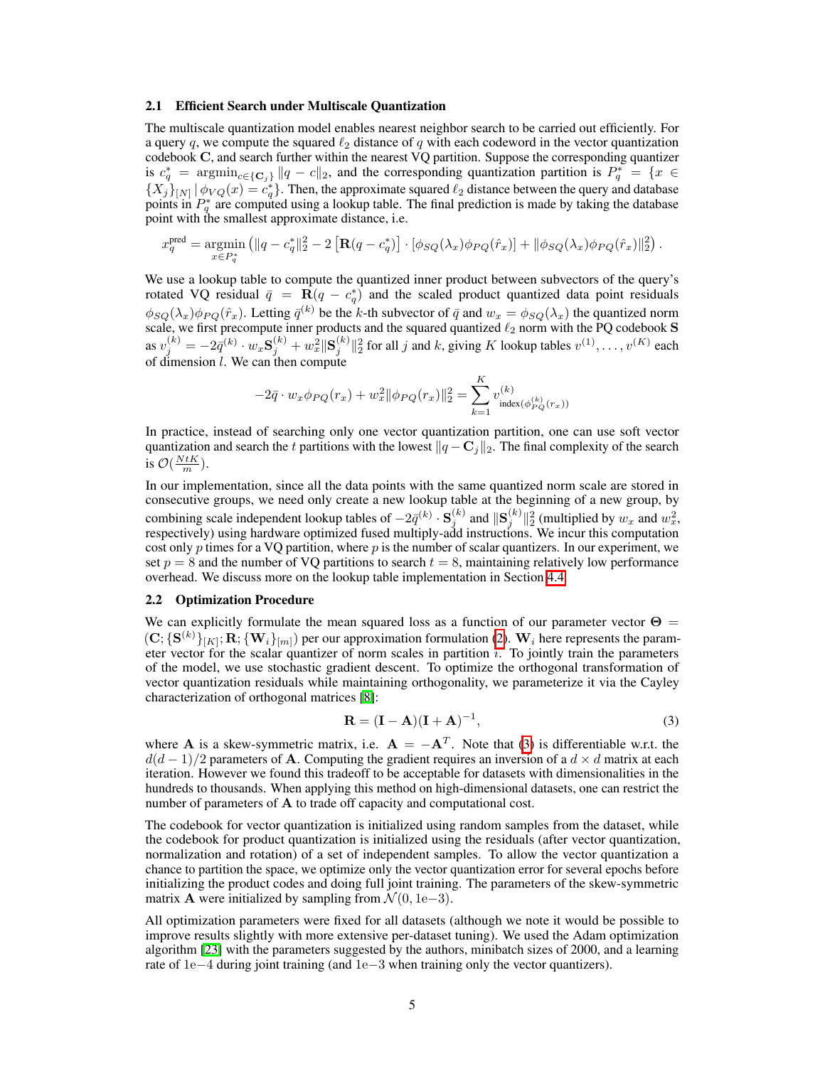## 2.1 Efficient Search under Multiscale Quantization

The multiscale quantization model enables nearest neighbor search to be carried out efficiently. For a query $q$, we compute the squared $\ell_2$ distance of $q$ with each codeword in the vector quantization codebook $\mathbf{C}$, and search further within the nearest VQ partition. Suppose the corresponding quantizer is $c_q^* = \operatorname{argmin}_{c \in \{\mathbf{C}_j\}} \|q - c\|_2$, and the corresponding quantization partition is $P_q^* = \{x \in \{X_j\}_{[N]} \mid \phi_{VQ}(x) = c_q^*\}$. Then, the approximate squared $\ell_2$ distance between the query and database points in $P_q^*$ are computed using a lookup table. The final prediction is made by taking the database point with the smallest approximate distance, i.e.

$$x_q^{\text{pred}} = \operatorname*{argmin}_{x \in P_q^*} \left( \|q - c_q^*\|_2^2 - 2\left[\mathbf{R}(q - c_q^*)\right] \cdot \left[\phi_{SQ}(\lambda_x)\phi_{PQ}(\hat{r}_x)\right] + \|\phi_{SQ}(\lambda_x)\phi_{PQ}(\hat{r}_x)\|_2^2 \right).$$

We use a lookup table to compute the quantized inner product between subvectors of the query's rotated VQ residual $\bar{q} = \mathbf{R}(q - c_q^*)$ and the scaled product quantized data point residuals $\phi_{SQ}(\lambda_x)\phi_{PQ}(\hat{r}_x)$. Letting $\bar{q}^{(k)}$ be the $k$-th subvector of $\bar{q}$ and $w_x = \phi_{SQ}(\lambda_x)$ the quantized norm scale, we first precompute inner products and the squared quantized $\ell_2$ norm with the PQ codebook $\mathbf{S}$ as $v_j^{(k)} = -2\bar{q}^{(k)} \cdot w_x \mathbf{S}_j^{(k)} + w_x^2 \|\mathbf{S}_j^{(k)}\|_2^2$ for all $j$ and $k$, giving $K$ lookup tables $v^{(1)}, \dots, v^{(K)}$ each of dimension $l$. We can then compute

$$-2\bar{q} \cdot w_x \phi_{PQ}(r_x) + w_x^2 \|\phi_{PQ}(r_x)\|_2^2 = \sum_{k=1}^{K} v^{(k)}_{\text{index}(\phi_{PQ}^{(k)}(r_x))}$$

In practice, instead of searching only one vector quantization partition, one can use soft vector quantization and search the $t$ partitions with the lowest $\|q - \mathbf{C}_j\|_2$. The final complexity of the search is $\mathcal{O}(\frac{NtK}{m})$.

In our implementation, since all the data points with the same quantized norm scale are stored in consecutive groups, we need only create a new lookup table at the beginning of a new group, by combining scale independent lookup tables of $-2\bar{q}^{(k)} \cdot \mathbf{S}_j^{(k)}$ and $\|\mathbf{S}_j^{(k)}\|_2^2$ (multiplied by $w_x$ and $w_x^2$, respectively) using hardware optimized fused multiply-add instructions. We incur this computation cost only $p$ times for a VQ partition, where $p$ is the number of scalar quantizers. In our experiment, we set $p = 8$ and the number of VQ partitions to search $t = 8$, maintaining relatively low performance overhead. We discuss more on the lookup table implementation in Section 4.4.

## 2.2 Optimization Procedure

We can explicitly formulate the mean squared loss as a function of our parameter vector $\mathbf{\Theta} = (\mathbf{C}; \{\mathbf{S}^{(k)}\}_{[K]}; \mathbf{R}; \{\mathbf{W}_i\}_{[m]})$ per our approximation formulation (2). $\mathbf{W}_i$ here represents the parameter vector for the scalar quantizer of norm scales in partition $i$. To jointly train the parameters of the model, we use stochastic gradient descent. To optimize the orthogonal transformation of vector quantization residuals while maintaining orthogonality, we parameterize it via the Cayley characterization of orthogonal matrices [8]:

$$\mathbf{R} = (\mathbf{I} - \mathbf{A})(\mathbf{I} + \mathbf{A})^{-1}, \tag{3}$$

where $\mathbf{A}$ is a skew-symmetric matrix, i.e. $\mathbf{A} = -\mathbf{A}^T$. Note that (3) is differentiable w.r.t. the $d(d-1)/2$ parameters of $\mathbf{A}$. Computing the gradient requires an inversion of a $d \times d$ matrix at each iteration. However we found this tradeoff to be acceptable for datasets with dimensionalities in the hundreds to thousands. When applying this method on high-dimensional datasets, one can restrict the number of parameters of $\mathbf{A}$ to trade off capacity and computational cost.

The codebook for vector quantization is initialized using random samples from the dataset, while the codebook for product quantization is initialized using the residuals (after vector quantization, normalization and rotation) of a set of independent samples. To allow the vector quantization a chance to partition the space, we optimize only the vector quantization error for several epochs before initializing the product codes and doing full joint training. The parameters of the skew-symmetric matrix $\mathbf{A}$ were initialized by sampling from $\mathcal{N}(0, 1\text{e}{-3})$.

All optimization parameters were fixed for all datasets (although we note it would be possible to improve results slightly with more extensive per-dataset tuning). We used the Adam optimization algorithm [23] with the parameters suggested by the authors, minibatch sizes of 2000, and a learning rate of $1\text{e}{-4}$ during joint training (and $1\text{e}{-3}$ when training only the vector quantizers).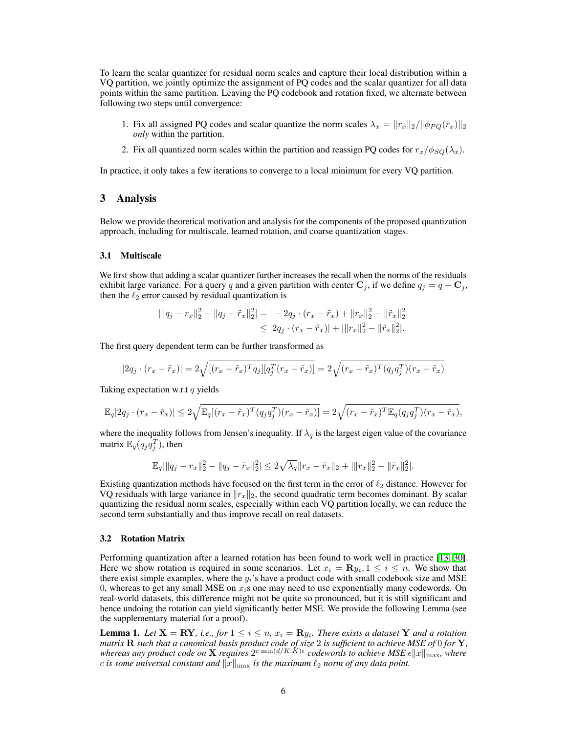To learn the scalar quantizer for residual norm scales and capture their local distribution within a VQ partition, we jointly optimize the assignment of PQ codes and the scalar quantizer for all data points within the same partition. Leaving the PQ codebook and rotation fixed, we alternate between following two steps until convergence:

1. Fix all assigned PQ codes and scalar quantize the norm scales $\lambda_x = \|r_x\|_2 / \|\phi_{PQ}(\hat{r}_x)\|_2$ *only* within the partition.
2. Fix all quantized norm scales within the partition and reassign PQ codes for $r_x/\phi_{SQ}(\lambda_x)$.

In practice, it only takes a few iterations to converge to a local minimum for every VQ partition.

## 3 Analysis

Below we provide theoretical motivation and analysis for the components of the proposed quantization approach, including for multiscale, learned rotation, and coarse quantization stages.

### 3.1 Multiscale

We first show that adding a scalar quantizer further increases the recall when the norms of the residuals exhibit large variance. For a query $q$ and a given partition with center $\mathbf{C}_j$, if we define $q_j = q - \mathbf{C}_j$, then the $\ell_2$ error caused by residual quantization is

$$
\begin{aligned}
|\|q_j - r_x\|_2^2 - \|q_j - \tilde{r}_x\|_2^2| &= |-2q_j \cdot (r_x - \tilde{r}_x) + \|r_x\|_2^2 - \|\tilde{r}_x\|_2^2| \\
&\leq |2q_j \cdot (r_x - \tilde{r}_x)| + |\|r_x\|_2^2 - \|\tilde{r}_x\|_2^2|.
\end{aligned}
$$

The first query dependent term can be further transformed as

$$
|2q_j \cdot (r_x - \tilde{r}_x)| = 2\sqrt{[(r_x - \tilde{r}_x)^T q_j][q_j^T (r_x - \tilde{r}_x)]} = 2\sqrt{(r_x - \tilde{r}_x)^T (q_j q_j^T)(r_x - \tilde{r}_x)}
$$

Taking expectation w.r.t $q$ yields

$$
\mathbb{E}_q |2q_j \cdot (r_x - \tilde{r}_x)| \leq 2\sqrt{\mathbb{E}_q[(r_x - \tilde{r}_x)^T (q_j q_j^T)(r_x - \tilde{r}_x)]} = 2\sqrt{(r_x - \tilde{r}_x)^T \mathbb{E}_q(q_j q_j^T)(r_x - \tilde{r}_x)},
$$

where the inequality follows from Jensen's inequality. If $\lambda_q$ is the largest eigen value of the covariance matrix $\mathbb{E}_q(q_j q_j^T)$, then

$$
\mathbb{E}_q |\|q_j - r_x\|_2^2 - \|q_j - \tilde{r}_x\|_2^2| \leq 2\sqrt{\lambda_q}\|r_x - \tilde{r}_x\|_2 + |\|r_x\|_2^2 - \|\tilde{r}_x\|_2^2|.
$$

Existing quantization methods have focused on the first term in the error of $\ell_2$ distance. However for VQ residuals with large variance in $\|r_x\|_2$, the second quadratic term becomes dominant. By scalar quantizing the residual norm scales, especially within each VQ partition locally, we can reduce the second term substantially and thus improve recall on real datasets.

### 3.2 Rotation Matrix

Performing quantization after a learned rotation has been found to work well in practice [13, 30]. Here we show rotation is required in some scenarios. Let $x_i = \mathbf{R}y_i, 1 \leq i \leq n$. We show that there exist simple examples, where the $y_i$'s have a product code with small codebook size and MSE 0, whereas to get any small MSE on $x_i$s one may need to use exponentially many codewords. On real-world datasets, this difference might not be quite so pronounced, but it is still significant and hence undoing the rotation can yield significantly better MSE. We provide the following Lemma (see the supplementary material for a proof).

**Lemma 1.** *Let $\mathbf{X} = \mathbf{R}\mathbf{Y}$, i.e., for $1 \leq i \leq n$, $x_i = \mathbf{R}y_i$. There exists a dataset $\mathbf{Y}$ and a rotation matrix $\mathbf{R}$ such that a canonical basis product code of size 2 is sufficient to achieve MSE of 0 for $\mathbf{Y}$, whereas any product code on $\mathbf{X}$ requires $2^{c \cdot \min(d/K, K)\epsilon}$ codewords to achieve MSE $\epsilon\|x\|_{\max}$, where $c$ is some universal constant and $\|x\|_{\max}$ is the maximum $\ell_2$ norm of any data point.*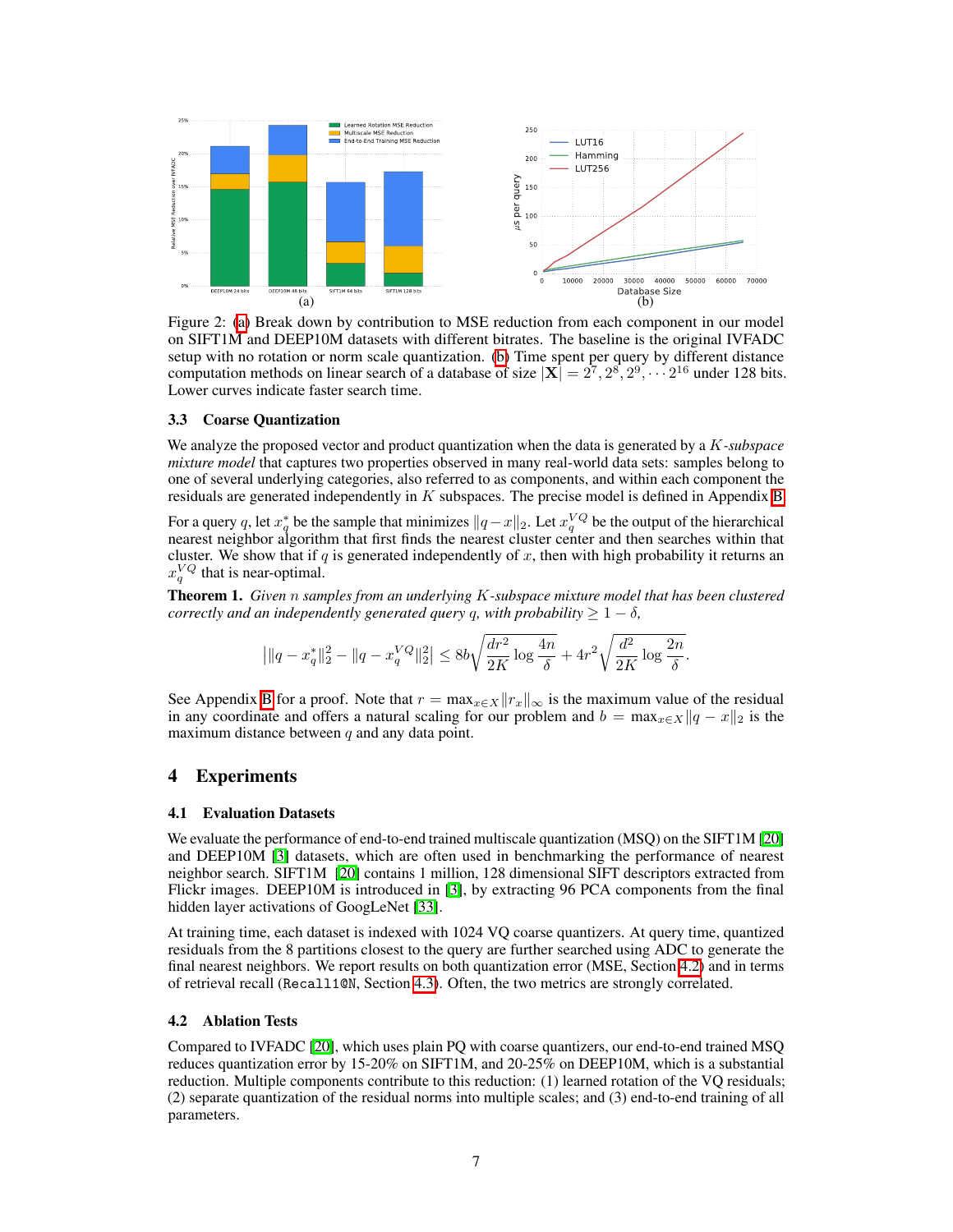Figure 2: (a) Break down by contribution to MSE reduction from each component in our model on SIFT1M and DEEP10M datasets with different bitrates. The baseline is the original IVFADC setup with no rotation or norm scale quantization. (b) Time spent per query by different distance computation methods on linear search of a database of size $|\mathbf{X}| = 2^7, 2^8, 2^9, \cdots 2^{16}$ under 128 bits. Lower curves indicate faster search time.

### 3.3 Coarse Quantization

We analyze the proposed vector and product quantization when the data is generated by a $K$*-subspace mixture model* that captures two properties observed in many real-world data sets: samples belong to one of several underlying categories, also referred to as components, and within each component the residuals are generated independently in $K$ subspaces. The precise model is defined in Appendix B.

For a query $q$, let $x_q^*$ be the sample that minimizes $\|q - x\|_2$. Let $x_q^{VQ}$ be the output of the hierarchical nearest neighbor algorithm that first finds the nearest cluster center and then searches within that cluster. We show that if $q$ is generated independently of $x$, then with high probability it returns an $x_q^{VQ}$ that is near-optimal.

**Theorem 1.** *Given $n$ samples from an underlying $K$-subspace mixture model that has been clustered correctly and an independently generated query $q$, with probability $\geq 1 - \delta$,*

$$\left| \|q - x_q^*\|_2^2 - \|q - x_q^{VQ}\|_2^2 \right| \leq 8b\sqrt{\frac{dr^2}{2K}\log\frac{4n}{\delta}} + 4r^2\sqrt{\frac{d^2}{2K}\log\frac{2n}{\delta}}.$$

See Appendix B for a proof. Note that $r = \max_{x \in X} \|r_x\|_\infty$ is the maximum value of the residual in any coordinate and offers a natural scaling for our problem and $b = \max_{x \in X} \|q - x\|_2$ is the maximum distance between $q$ and any data point.

## 4 Experiments

### 4.1 Evaluation Datasets

We evaluate the performance of end-to-end trained multiscale quantization (MSQ) on the SIFT1M [20] and DEEP10M [3] datasets, which are often used in benchmarking the performance of nearest neighbor search. SIFT1M [20] contains 1 million, 128 dimensional SIFT descriptors extracted from Flickr images. DEEP10M is introduced in [3], by extracting 96 PCA components from the final hidden layer activations of GoogLeNet [33].

At training time, each dataset is indexed with 1024 VQ coarse quantizers. At query time, quantized residuals from the 8 partitions closest to the query are further searched using ADC to generate the final nearest neighbors. We report results on both quantization error (MSE, Section 4.2) and in terms of retrieval recall (`Recall1@N`, Section 4.3). Often, the two metrics are strongly correlated.

### 4.2 Ablation Tests

Compared to IVFADC [20], which uses plain PQ with coarse quantizers, our end-to-end trained MSQ reduces quantization error by 15-20% on SIFT1M, and 20-25% on DEEP10M, which is a substantial reduction. Multiple components contribute to this reduction: (1) learned rotation of the VQ residuals; (2) separate quantization of the residual norms into multiple scales; and (3) end-to-end training of all parameters.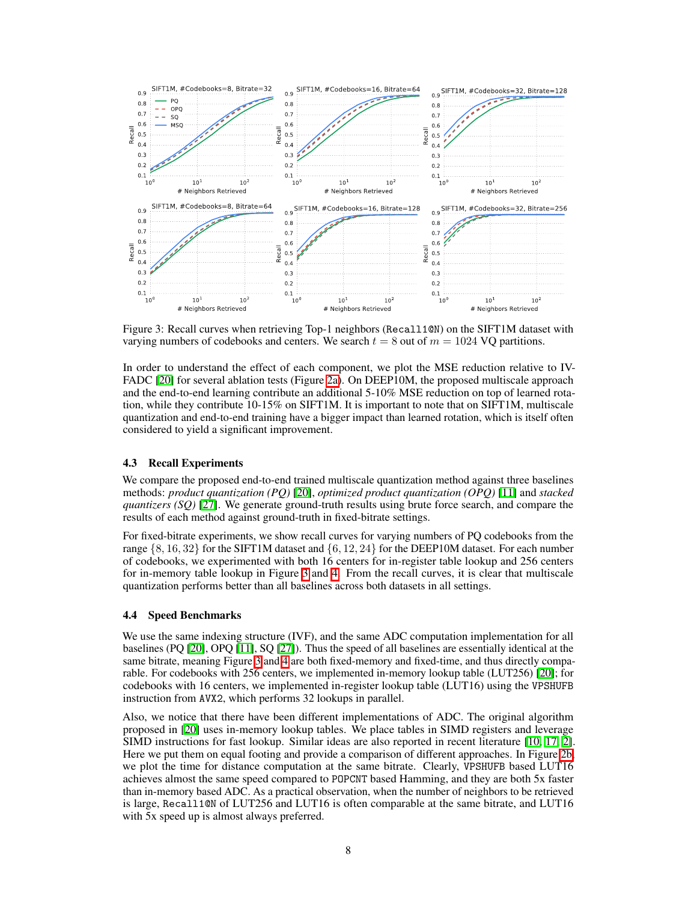Figure 3: Recall curves when retrieving Top-1 neighbors (Recall1@N) on the SIFT1M dataset with varying numbers of codebooks and centers. We search $t = 8$ out of $m = 1024$ VQ partitions.

In order to understand the effect of each component, we plot the MSE reduction relative to IVFADC [20] for several ablation tests (Figure 2a). On DEEP10M, the proposed multiscale approach and the end-to-end learning contribute an additional 5-10% MSE reduction on top of learned rotation, while they contribute 10-15% on SIFT1M. It is important to note that on SIFT1M, multiscale quantization and end-to-end training have a bigger impact than learned rotation, which is itself often considered to yield a significant improvement.

### 4.3 Recall Experiments

We compare the proposed end-to-end trained multiscale quantization method against three baselines methods: *product quantization (PQ)* [20], *optimized product quantization (OPQ)* [11] and *stacked quantizers (SQ)* [27]. We generate ground-truth results using brute force search, and compare the results of each method against ground-truth in fixed-bitrate settings.

For fixed-bitrate experiments, we show recall curves for varying numbers of PQ codebooks from the range $\{8, 16, 32\}$ for the SIFT1M dataset and $\{6, 12, 24\}$ for the DEEP10M dataset. For each number of codebooks, we experimented with both 16 centers for in-register table lookup and 256 centers for in-memory table lookup in Figure 3 and 4. From the recall curves, it is clear that multiscale quantization performs better than all baselines across both datasets in all settings.

### 4.4 Speed Benchmarks

We use the same indexing structure (IVF), and the same ADC computation implementation for all baselines (PQ [20], OPQ [11], SQ [27]). Thus the speed of all baselines are essentially identical at the same bitrate, meaning Figure 3 and 4 are both fixed-memory and fixed-time, and thus directly comparable. For codebooks with 256 centers, we implemented in-memory lookup table (LUT256) [20]; for codebooks with 16 centers, we implemented in-register lookup table (LUT16) using the VPSHUFB instruction from AVX2, which performs 32 lookups in parallel.

Also, we notice that there have been different implementations of ADC. The original algorithm proposed in [20] uses in-memory lookup tables. We place tables in SIMD registers and leverage SIMD instructions for fast lookup. Similar ideas are also reported in recent literature [10, 17, 2]. Here we put them on equal footing and provide a comparison of different approaches. In Figure 2b, we plot the time for distance computation at the same bitrate. Clearly, VPSHUFB based LUT16 achieves almost the same speed compared to POPCNT based Hamming, and they are both 5x faster than in-memory based ADC. As a practical observation, when the number of neighbors to be retrieved is large, Recall1@N of LUT256 and LUT16 is often comparable at the same bitrate, and LUT16 with 5x speed up is almost always preferred.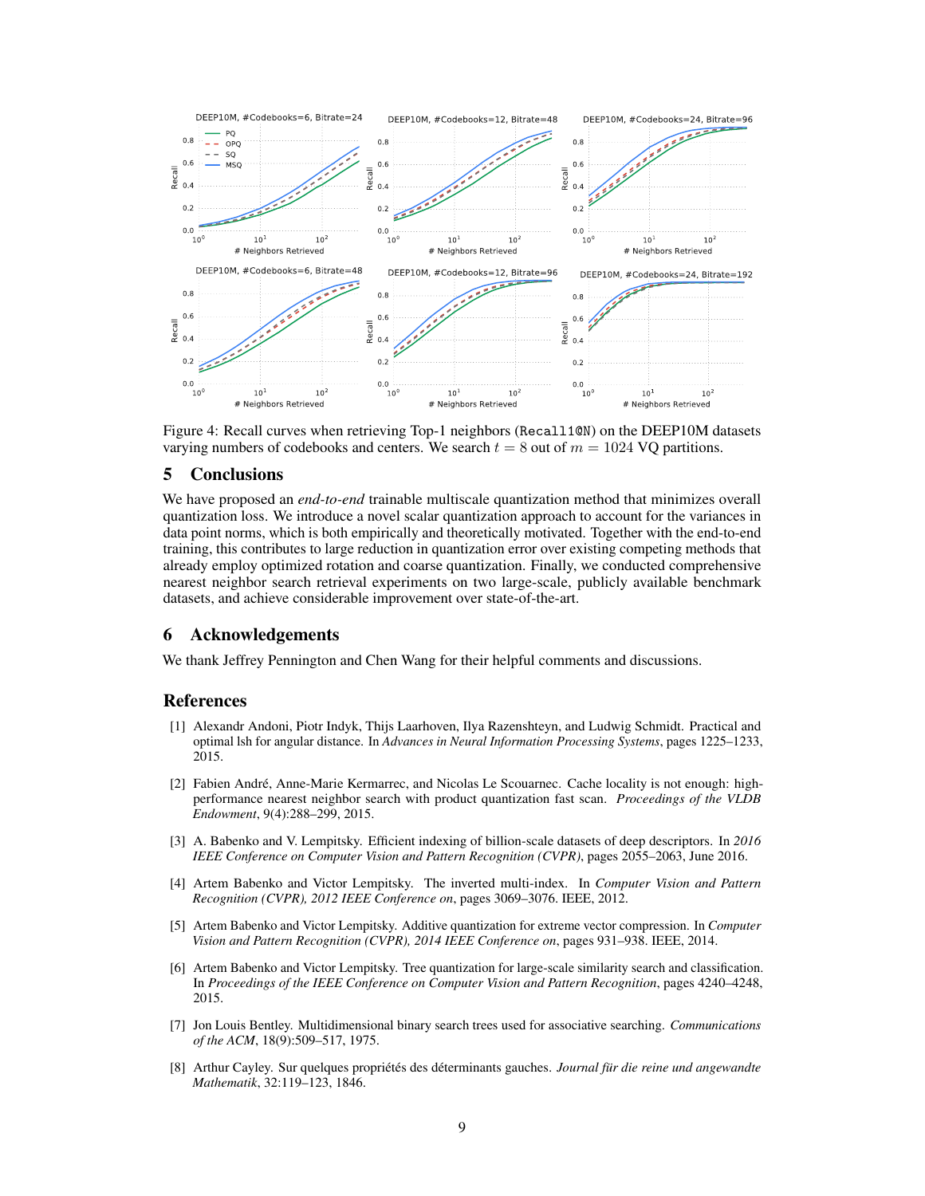Figure 4: Recall curves when retrieving Top-1 neighbors (Recall1@N) on the DEEP10M datasets varying numbers of codebooks and centers. We search $t = 8$ out of $m = 1024$ VQ partitions.

## 5 Conclusions

We have proposed an *end-to-end* trainable multiscale quantization method that minimizes overall quantization loss. We introduce a novel scalar quantization approach to account for the variances in data point norms, which is both empirically and theoretically motivated. Together with the end-to-end training, this contributes to large reduction in quantization error over existing competing methods that already employ optimized rotation and coarse quantization. Finally, we conducted comprehensive nearest neighbor search retrieval experiments on two large-scale, publicly available benchmark datasets, and achieve considerable improvement over state-of-the-art.

## 6 Acknowledgements

We thank Jeffrey Pennington and Chen Wang for their helpful comments and discussions.

## References

[1] Alexandr Andoni, Piotr Indyk, Thijs Laarhoven, Ilya Razenshteyn, and Ludwig Schmidt. Practical and optimal lsh for angular distance. In *Advances in Neural Information Processing Systems*, pages 1225–1233, 2015.

[2] Fabien André, Anne-Marie Kermarrec, and Nicolas Le Scouarnec. Cache locality is not enough: high-performance nearest neighbor search with product quantization fast scan. *Proceedings of the VLDB Endowment*, 9(4):288–299, 2015.

[3] A. Babenko and V. Lempitsky. Efficient indexing of billion-scale datasets of deep descriptors. In *2016 IEEE Conference on Computer Vision and Pattern Recognition (CVPR)*, pages 2055–2063, June 2016.

[4] Artem Babenko and Victor Lempitsky. The inverted multi-index. In *Computer Vision and Pattern Recognition (CVPR), 2012 IEEE Conference on*, pages 3069–3076. IEEE, 2012.

[5] Artem Babenko and Victor Lempitsky. Additive quantization for extreme vector compression. In *Computer Vision and Pattern Recognition (CVPR), 2014 IEEE Conference on*, pages 931–938. IEEE, 2014.

[6] Artem Babenko and Victor Lempitsky. Tree quantization for large-scale similarity search and classification. In *Proceedings of the IEEE Conference on Computer Vision and Pattern Recognition*, pages 4240–4248, 2015.

[7] Jon Louis Bentley. Multidimensional binary search trees used for associative searching. *Communications of the ACM*, 18(9):509–517, 1975.

[8] Arthur Cayley. Sur quelques propriétés des déterminants gauches. *Journal für die reine und angewandte Mathematik*, 32:119–123, 1846.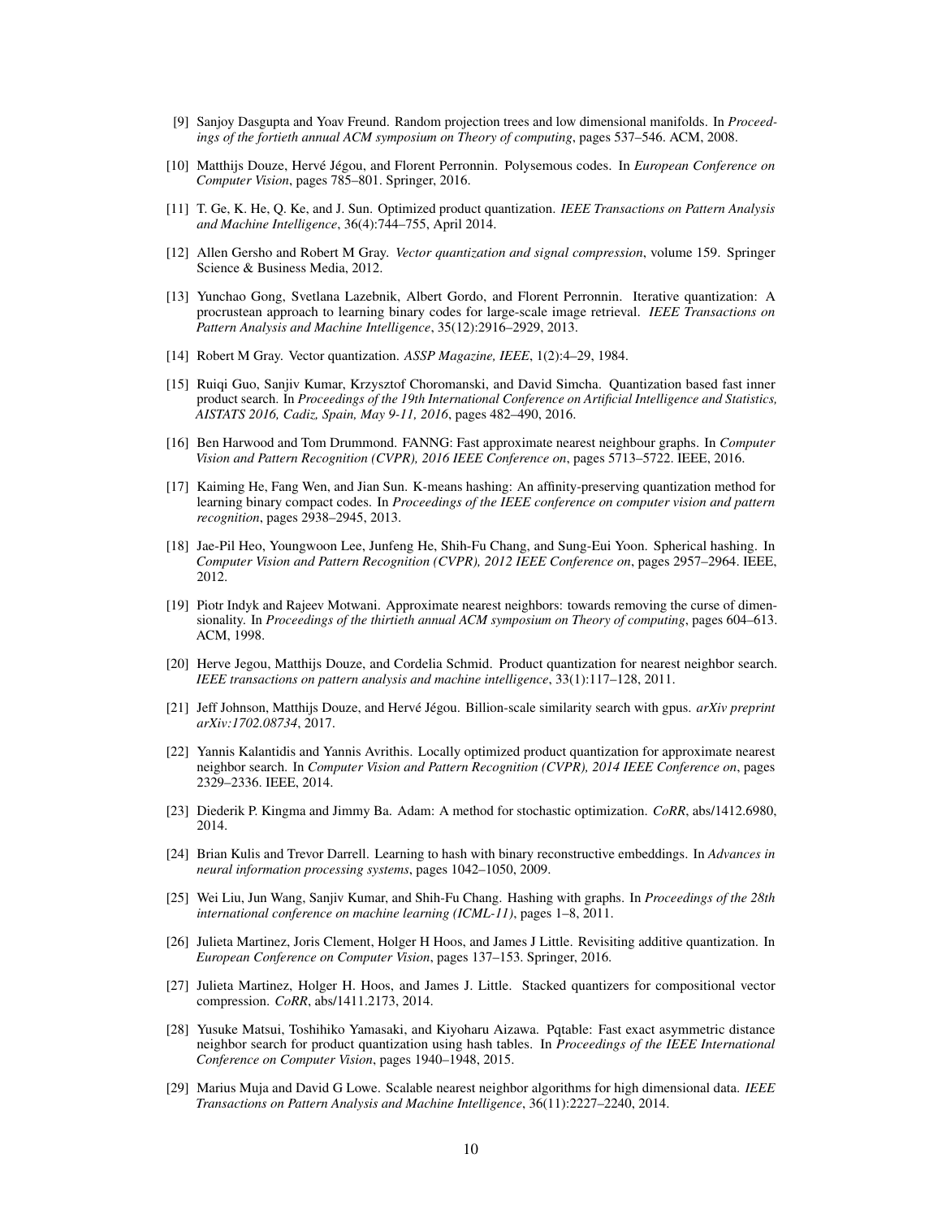[9] Sanjoy Dasgupta and Yoav Freund. Random projection trees and low dimensional manifolds. In *Proceedings of the fortieth annual ACM symposium on Theory of computing*, pages 537–546. ACM, 2008.

[10] Matthijs Douze, Hervé Jégou, and Florent Perronnin. Polysemous codes. In *European Conference on Computer Vision*, pages 785–801. Springer, 2016.

[11] T. Ge, K. He, Q. Ke, and J. Sun. Optimized product quantization. *IEEE Transactions on Pattern Analysis and Machine Intelligence*, 36(4):744–755, April 2014.

[12] Allen Gersho and Robert M Gray. *Vector quantization and signal compression*, volume 159. Springer Science & Business Media, 2012.

[13] Yunchao Gong, Svetlana Lazebnik, Albert Gordo, and Florent Perronnin. Iterative quantization: A procrustean approach to learning binary codes for large-scale image retrieval. *IEEE Transactions on Pattern Analysis and Machine Intelligence*, 35(12):2916–2929, 2013.

[14] Robert M Gray. Vector quantization. *ASSP Magazine, IEEE*, 1(2):4–29, 1984.

[15] Ruiqi Guo, Sanjiv Kumar, Krzysztof Choromanski, and David Simcha. Quantization based fast inner product search. In *Proceedings of the 19th International Conference on Artificial Intelligence and Statistics, AISTATS 2016, Cadiz, Spain, May 9-11, 2016*, pages 482–490, 2016.

[16] Ben Harwood and Tom Drummond. FANNG: Fast approximate nearest neighbour graphs. In *Computer Vision and Pattern Recognition (CVPR), 2016 IEEE Conference on*, pages 5713–5722. IEEE, 2016.

[17] Kaiming He, Fang Wen, and Jian Sun. K-means hashing: An affinity-preserving quantization method for learning binary compact codes. In *Proceedings of the IEEE conference on computer vision and pattern recognition*, pages 2938–2945, 2013.

[18] Jae-Pil Heo, Youngwoon Lee, Junfeng He, Shih-Fu Chang, and Sung-Eui Yoon. Spherical hashing. In *Computer Vision and Pattern Recognition (CVPR), 2012 IEEE Conference on*, pages 2957–2964. IEEE, 2012.

[19] Piotr Indyk and Rajeev Motwani. Approximate nearest neighbors: towards removing the curse of dimensionality. In *Proceedings of the thirtieth annual ACM symposium on Theory of computing*, pages 604–613. ACM, 1998.

[20] Herve Jegou, Matthijs Douze, and Cordelia Schmid. Product quantization for nearest neighbor search. *IEEE transactions on pattern analysis and machine intelligence*, 33(1):117–128, 2011.

[21] Jeff Johnson, Matthijs Douze, and Hervé Jégou. Billion-scale similarity search with gpus. *arXiv preprint arXiv:1702.08734*, 2017.

[22] Yannis Kalantidis and Yannis Avrithis. Locally optimized product quantization for approximate nearest neighbor search. In *Computer Vision and Pattern Recognition (CVPR), 2014 IEEE Conference on*, pages 2329–2336. IEEE, 2014.

[23] Diederik P. Kingma and Jimmy Ba. Adam: A method for stochastic optimization. *CoRR*, abs/1412.6980, 2014.

[24] Brian Kulis and Trevor Darrell. Learning to hash with binary reconstructive embeddings. In *Advances in neural information processing systems*, pages 1042–1050, 2009.

[25] Wei Liu, Jun Wang, Sanjiv Kumar, and Shih-Fu Chang. Hashing with graphs. In *Proceedings of the 28th international conference on machine learning (ICML-11)*, pages 1–8, 2011.

[26] Julieta Martinez, Joris Clement, Holger H Hoos, and James J Little. Revisiting additive quantization. In *European Conference on Computer Vision*, pages 137–153. Springer, 2016.

[27] Julieta Martinez, Holger H. Hoos, and James J. Little. Stacked quantizers for compositional vector compression. *CoRR*, abs/1411.2173, 2014.

[28] Yusuke Matsui, Toshihiko Yamasaki, and Kiyoharu Aizawa. Pqtable: Fast exact asymmetric distance neighbor search for product quantization using hash tables. In *Proceedings of the IEEE International Conference on Computer Vision*, pages 1940–1948, 2015.

[29] Marius Muja and David G Lowe. Scalable nearest neighbor algorithms for high dimensional data. *IEEE Transactions on Pattern Analysis and Machine Intelligence*, 36(11):2227–2240, 2014.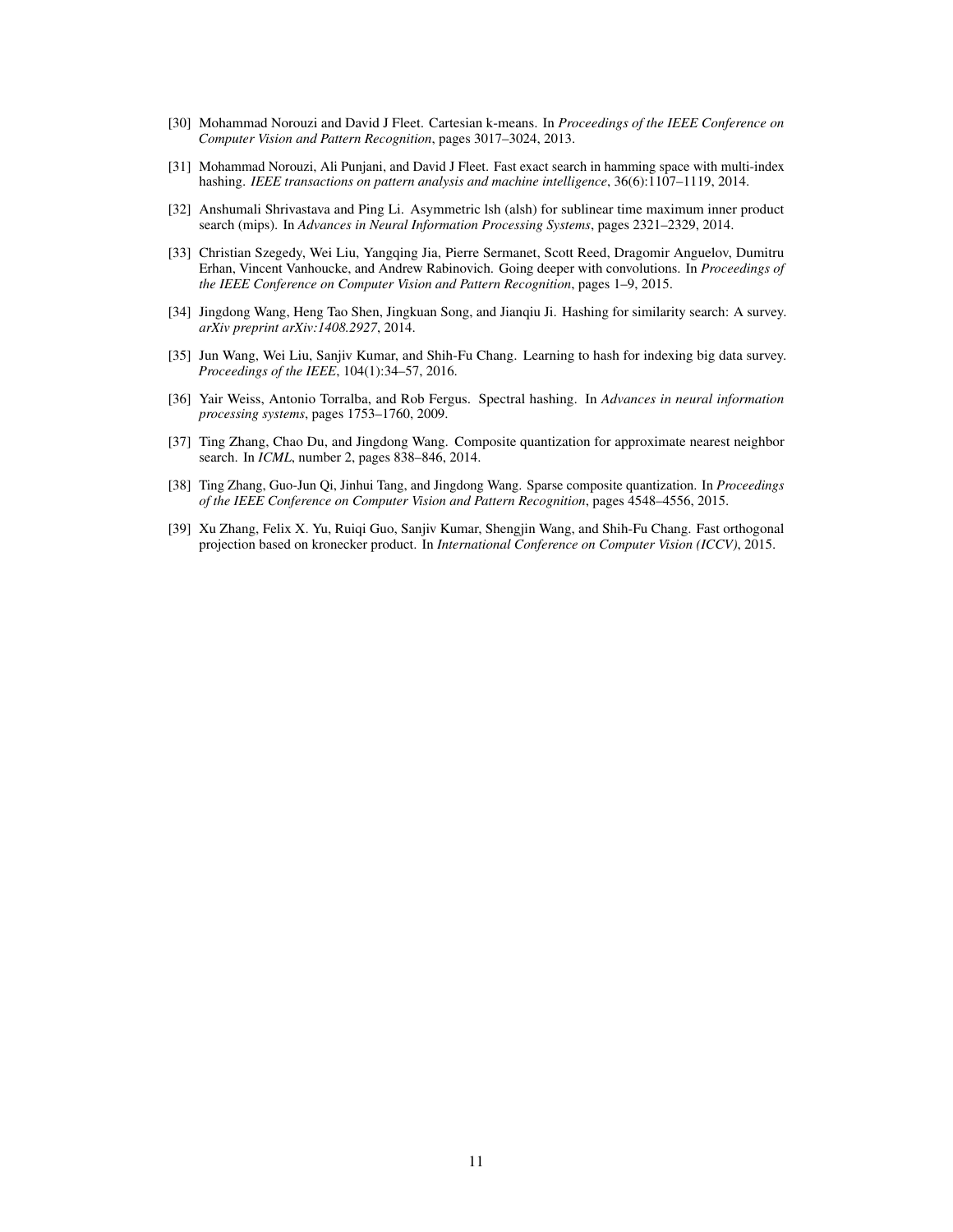[30] Mohammad Norouzi and David J Fleet. Cartesian k-means. In *Proceedings of the IEEE Conference on Computer Vision and Pattern Recognition*, pages 3017–3024, 2013.

[31] Mohammad Norouzi, Ali Punjani, and David J Fleet. Fast exact search in hamming space with multi-index hashing. *IEEE transactions on pattern analysis and machine intelligence*, 36(6):1107–1119, 2014.

[32] Anshumali Shrivastava and Ping Li. Asymmetric lsh (alsh) for sublinear time maximum inner product search (mips). In *Advances in Neural Information Processing Systems*, pages 2321–2329, 2014.

[33] Christian Szegedy, Wei Liu, Yangqing Jia, Pierre Sermanet, Scott Reed, Dragomir Anguelov, Dumitru Erhan, Vincent Vanhoucke, and Andrew Rabinovich. Going deeper with convolutions. In *Proceedings of the IEEE Conference on Computer Vision and Pattern Recognition*, pages 1–9, 2015.

[34] Jingdong Wang, Heng Tao Shen, Jingkuan Song, and Jianqiu Ji. Hashing for similarity search: A survey. *arXiv preprint arXiv:1408.2927*, 2014.

[35] Jun Wang, Wei Liu, Sanjiv Kumar, and Shih-Fu Chang. Learning to hash for indexing big data survey. *Proceedings of the IEEE*, 104(1):34–57, 2016.

[36] Yair Weiss, Antonio Torralba, and Rob Fergus. Spectral hashing. In *Advances in neural information processing systems*, pages 1753–1760, 2009.

[37] Ting Zhang, Chao Du, and Jingdong Wang. Composite quantization for approximate nearest neighbor search. In *ICML*, number 2, pages 838–846, 2014.

[38] Ting Zhang, Guo-Jun Qi, Jinhui Tang, and Jingdong Wang. Sparse composite quantization. In *Proceedings of the IEEE Conference on Computer Vision and Pattern Recognition*, pages 4548–4556, 2015.

[39] Xu Zhang, Felix X. Yu, Ruiqi Guo, Sanjiv Kumar, Shengjin Wang, and Shih-Fu Chang. Fast orthogonal projection based on kronecker product. In *International Conference on Computer Vision (ICCV)*, 2015.